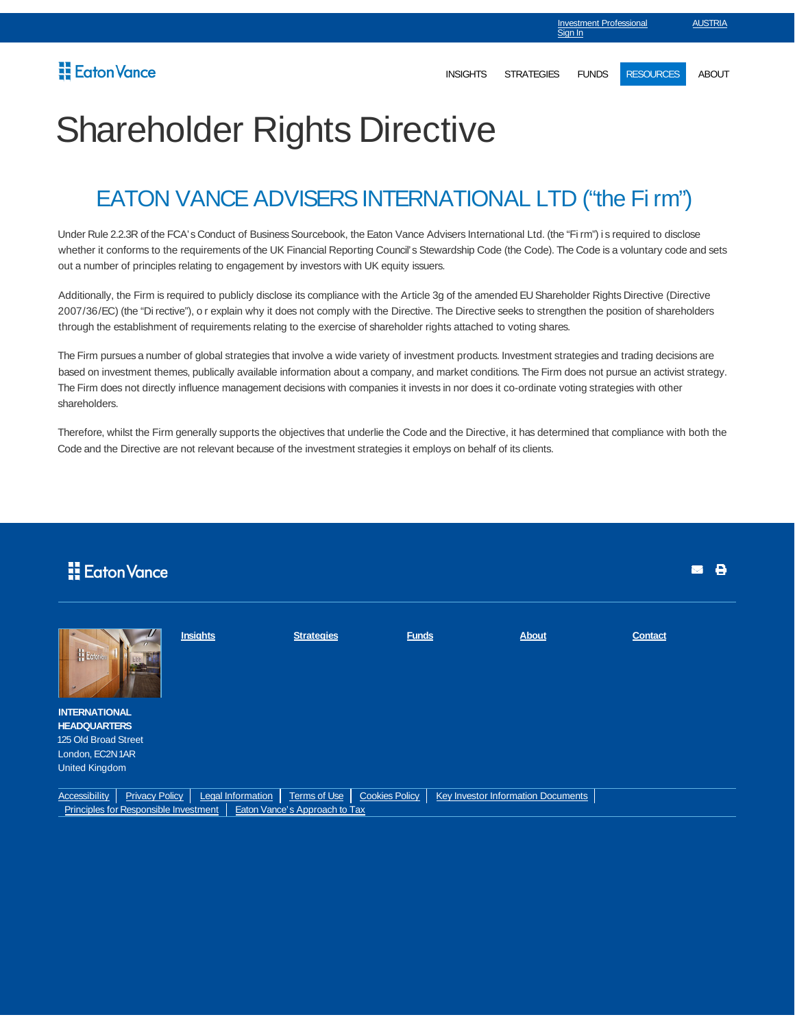Investment Professional Sign In | AUSTRIA

Eaton Vance

INSIGHTS | STRATEGIES | FUNDS | RESOURCES | ABOUT

# Shareholder Rights Directive

## EATON VANCE ADVISERS INTERNATIONAL LTD (“the Firm”)

Under Rule 2.2.3R of the FCA’s Conduct of Business Sourcebook, the Eaton Vance Advisers International Ltd. (the “Firm”) is required to disclose whether it conforms to the requirements of the UK Financial Reporting Council’s Stewardship Code (the Code). The Code is a voluntary code and sets out a number of principles relating to engagement by investors with UK equity issuers.

Additionally, the Firm is required to publicly disclose its compliance with the Article 3g of the amended EU Shareholder Rights Directive (Directive 2007/36/EC) (the “Directive”), or explain why it does not comply with the Directive. The Directive seeks to strengthen the position of shareholders through the establishment of requirements relating to the exercise of shareholder rights attached to voting shares.

The Firm pursues a number of global strategies that involve a wide variety of investment products. Investment strategies and trading decisions are based on investment themes, publically available information about a company, and market conditions. The Firm does not pursue an activist strategy. The Firm does not directly influence management decisions with companies it invests in nor does it co-ordinate voting strategies with other shareholders.

Therefore, whilst the Firm generally supports the objectives that underlie the Code and the Directive, it has determined that compliance with both the Code and the Directive are not relevant because of the investment strategies it employs on behalf of its clients.

Eaton Vance

Insights | Strategies | Funds | About | Contact

**INTERNATIONAL HEADQUARTERS**
125 Old Broad Street
London, EC2N 1AR
United Kingdom

Accessibility | Privacy Policy | Legal Information | Terms of Use | Cookies Policy | Key Investor Information Documents | Principles for Responsible Investment | Eaton Vance’s Approach to Tax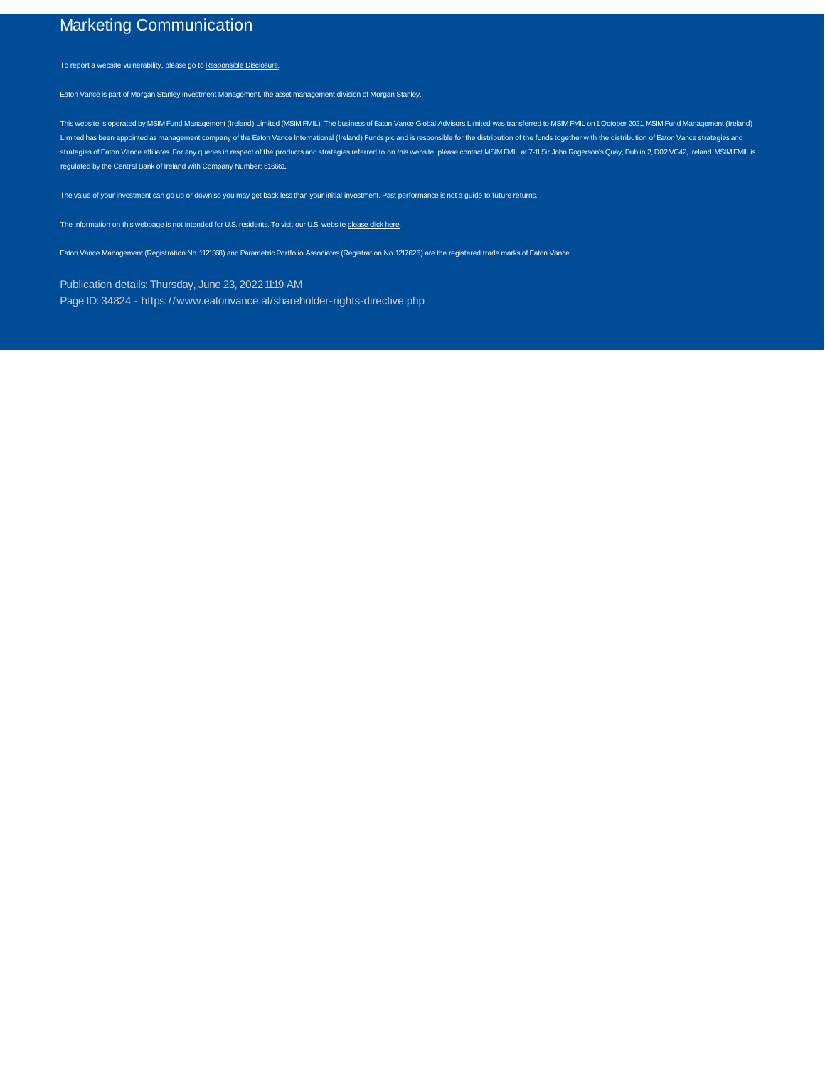# Marketing Communication

To report a website vulnerability, please go to Responsible Disclosure.

Eaton Vance is part of Morgan Stanley Investment Management, the asset management division of Morgan Stanley.

This website is operated by MSIM Fund Management (Ireland) Limited (MSIM FMIL). The business of Eaton Vance Global Advisors Limited was transferred to MSIM FMIL on 1 October 2021. MSIM Fund Management (Ireland) Limited has been appointed as management company of the Eaton Vance International (Ireland) Funds plc and is responsible for the distribution of the funds together with the distribution of Eaton Vance strategies and strategies of Eaton Vance affiliates. For any queries in respect of the products and strategies referred to on this website, please contact MSIM FMIL at 7-11 Sir John Rogerson's Quay, Dublin 2, D02 VC42, Ireland. MSIM FMIL is regulated by the Central Bank of Ireland with Company Number: 616661.

The value of your investment can go up or down so you may get back less than your initial investment. Past performance is not a guide to future returns.

The information on this webpage is not intended for U.S. residents. To visit our U.S. website please click here.

Eaton Vance Management (Registration No. 1121368) and Parametric Portfolio Associates (Registration No. 1217626) are the registered trade marks of Eaton Vance.

Publication details: Thursday, June 23, 2022 11:19 AM
Page ID: 34824 - https://www.eatonvance.at/shareholder-rights-directive.php